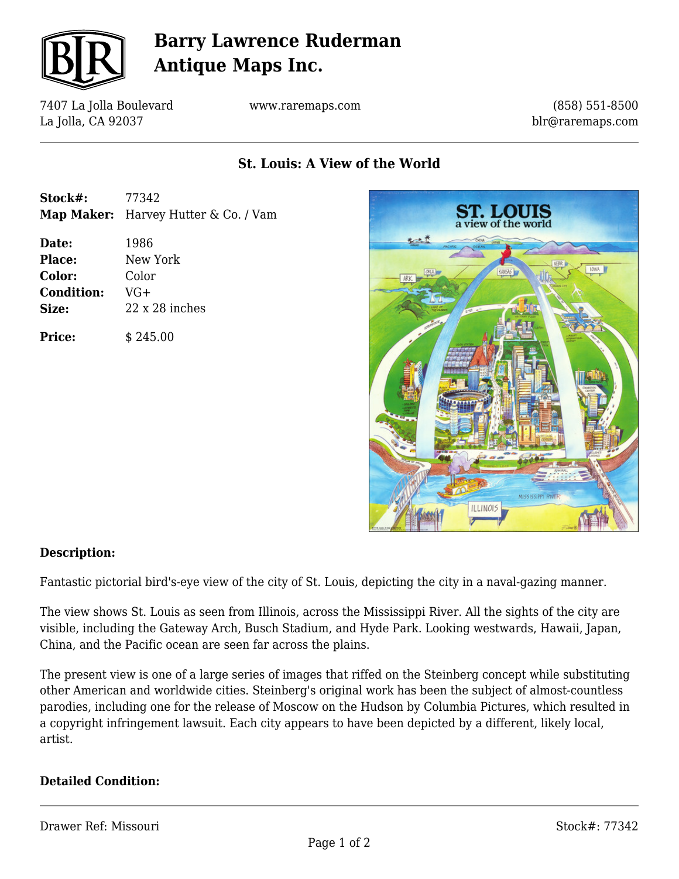# Barry Lawrence Ruderman Antique Maps Inc.

7407 La Jolla Boulevard
La Jolla, CA 92037

www.raremaps.com

(858) 551-8500
blr@raremaps.com

## St. Louis: A View of the World

| | |
|---|---|
| **Stock#:** | 77342 |
| **Map Maker:** | Harvey Hutter & Co. / Vam |
| **Date:** | 1986 |
| **Place:** | New York |
| **Color:** | Color |
| **Condition:** | VG+ |
| **Size:** | 22 x 28 inches |
| **Price:** | $ 245.00 |

### Description:

Fantastic pictorial bird's-eye view of the city of St. Louis, depicting the city in a naval-gazing manner.

The view shows St. Louis as seen from Illinois, across the Mississippi River. All the sights of the city are visible, including the Gateway Arch, Busch Stadium, and Hyde Park. Looking westwards, Hawaii, Japan, China, and the Pacific ocean are seen far across the plains.

The present view is one of a large series of images that riffed on the Steinberg concept while substituting other American and worldwide cities. Steinberg's original work has been the subject of almost-countless parodies, including one for the release of Moscow on the Hudson by Columbia Pictures, which resulted in a copyright infringement lawsuit. Each city appears to have been depicted by a different, likely local, artist.

### Detailed Condition:

Drawer Ref: Missouri

Stock#: 77342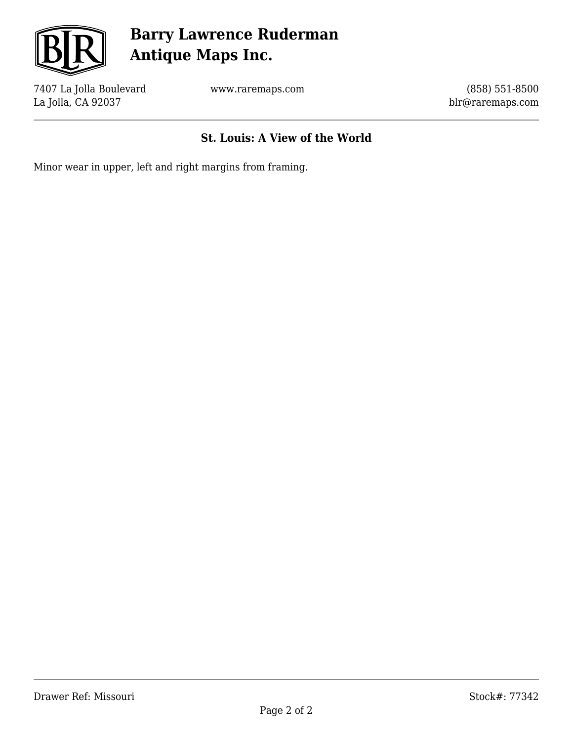# St. Louis: A View of the World

Minor wear in upper, left and right margins from framing.